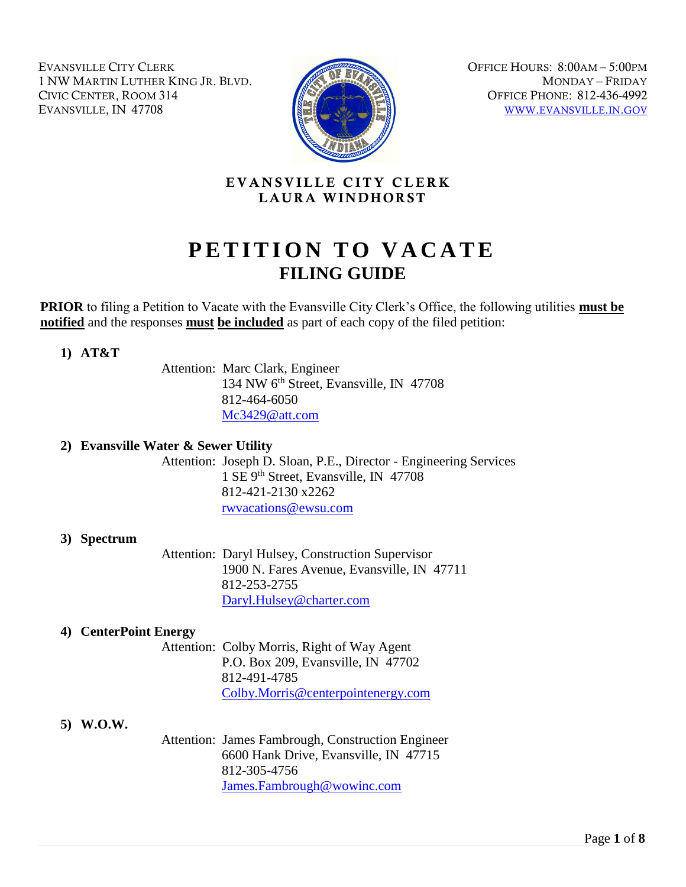EVANSVILLE CITY CLERK
1 NW MARTIN LUTHER KING JR. BLVD.
CIVIC CENTER, ROOM 314
EVANSVILLE, IN 47708

OFFICE HOURS: 8:00AM – 5:00PM
MONDAY – FRIDAY
OFFICE PHONE: 812-436-4992
WWW.EVANSVILLE.IN.GOV

**EVANSVILLE CITY CLERK**
**LAURA WINDHORST**

# PETITION TO VACATE

## FILING GUIDE

**PRIOR** to filing a Petition to Vacate with the Evansville City Clerk's Office, the following utilities **must be notified** and the responses **must be included** as part of each copy of the filed petition:

1) **AT&T**

   Attention: Marc Clark, Engineer
   134 NW 6th Street, Evansville, IN 47708
   812-464-6050
   Mc3429@att.com

2) **Evansville Water & Sewer Utility**

   Attention: Joseph D. Sloan, P.E., Director - Engineering Services
   1 SE 9th Street, Evansville, IN 47708
   812-421-2130 x2262
   rwvacations@ewsu.com

3) **Spectrum**

   Attention: Daryl Hulsey, Construction Supervisor
   1900 N. Fares Avenue, Evansville, IN 47711
   812-253-2755
   Daryl.Hulsey@charter.com

4) **CenterPoint Energy**

   Attention: Colby Morris, Right of Way Agent
   P.O. Box 209, Evansville, IN 47702
   812-491-4785
   Colby.Morris@centerpointenergy.com

5) **W.O.W.**

   Attention: James Fambrough, Construction Engineer
   6600 Hank Drive, Evansville, IN 47715
   812-305-4756
   James.Fambrough@wowinc.com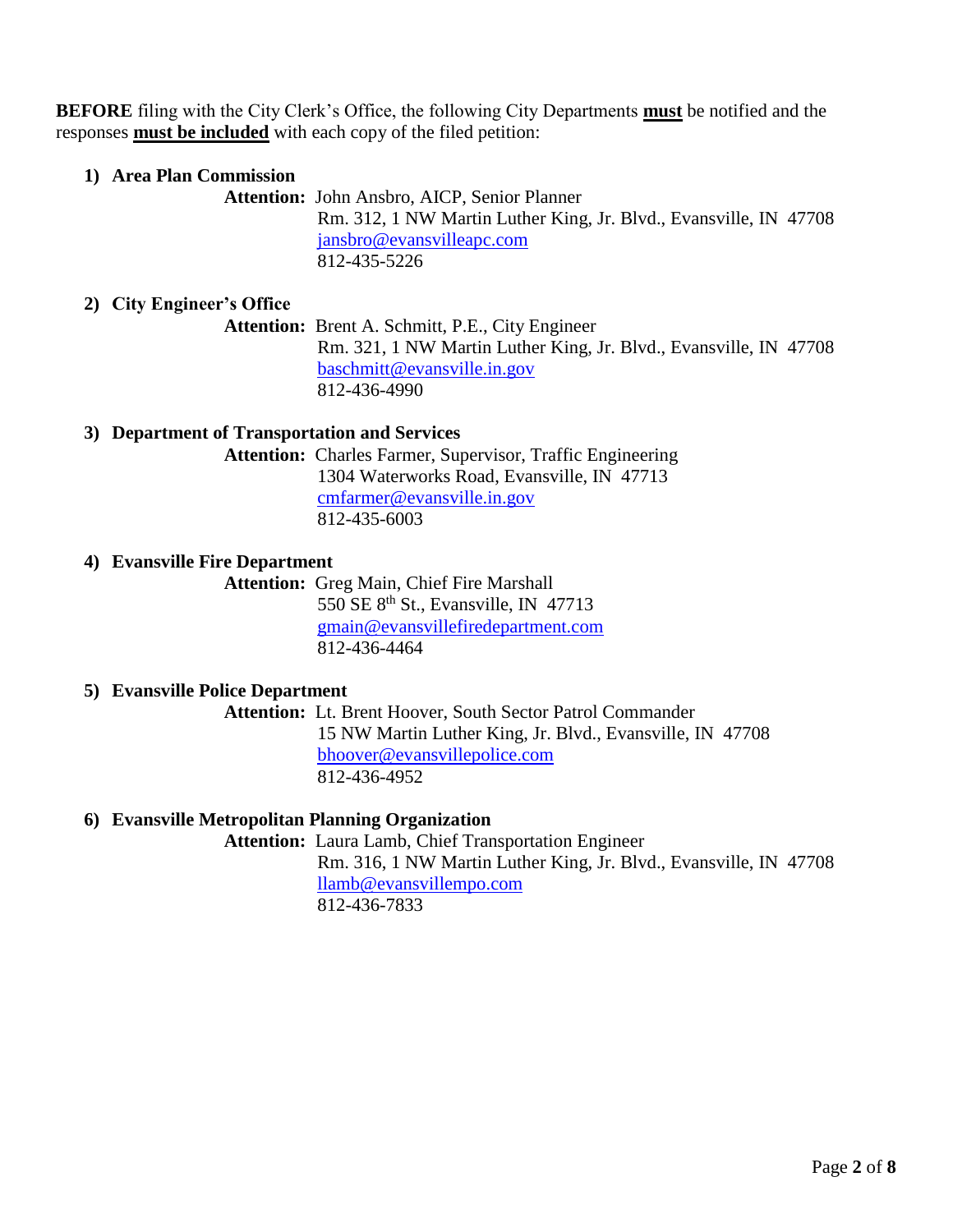**BEFORE** filing with the City Clerk's Office, the following City Departments **must** be notified and the responses **must be included** with each copy of the filed petition:

1) **Area Plan Commission**

   **Attention:** John Ansbro, AICP, Senior Planner
   Rm. 312, 1 NW Martin Luther King, Jr. Blvd., Evansville, IN 47708
   jansbro@evansvilleapc.com
   812-435-5226

2) **City Engineer's Office**

   **Attention:** Brent A. Schmitt, P.E., City Engineer
   Rm. 321, 1 NW Martin Luther King, Jr. Blvd., Evansville, IN 47708
   baschmitt@evansville.in.gov
   812-436-4990

3) **Department of Transportation and Services**

   **Attention:** Charles Farmer, Supervisor, Traffic Engineering
   1304 Waterworks Road, Evansville, IN 47713
   cmfarmer@evansville.in.gov
   812-435-6003

4) **Evansville Fire Department**

   **Attention:** Greg Main, Chief Fire Marshall
   550 SE 8th St., Evansville, IN 47713
   gmain@evansvillefiredepartment.com
   812-436-4464

5) **Evansville Police Department**

   **Attention:** Lt. Brent Hoover, South Sector Patrol Commander
   15 NW Martin Luther King, Jr. Blvd., Evansville, IN 47708
   bhoover@evansvillepolice.com
   812-436-4952

6) **Evansville Metropolitan Planning Organization**

   **Attention:** Laura Lamb, Chief Transportation Engineer
   Rm. 316, 1 NW Martin Luther King, Jr. Blvd., Evansville, IN 47708
   llamb@evansvillempo.com
   812-436-7833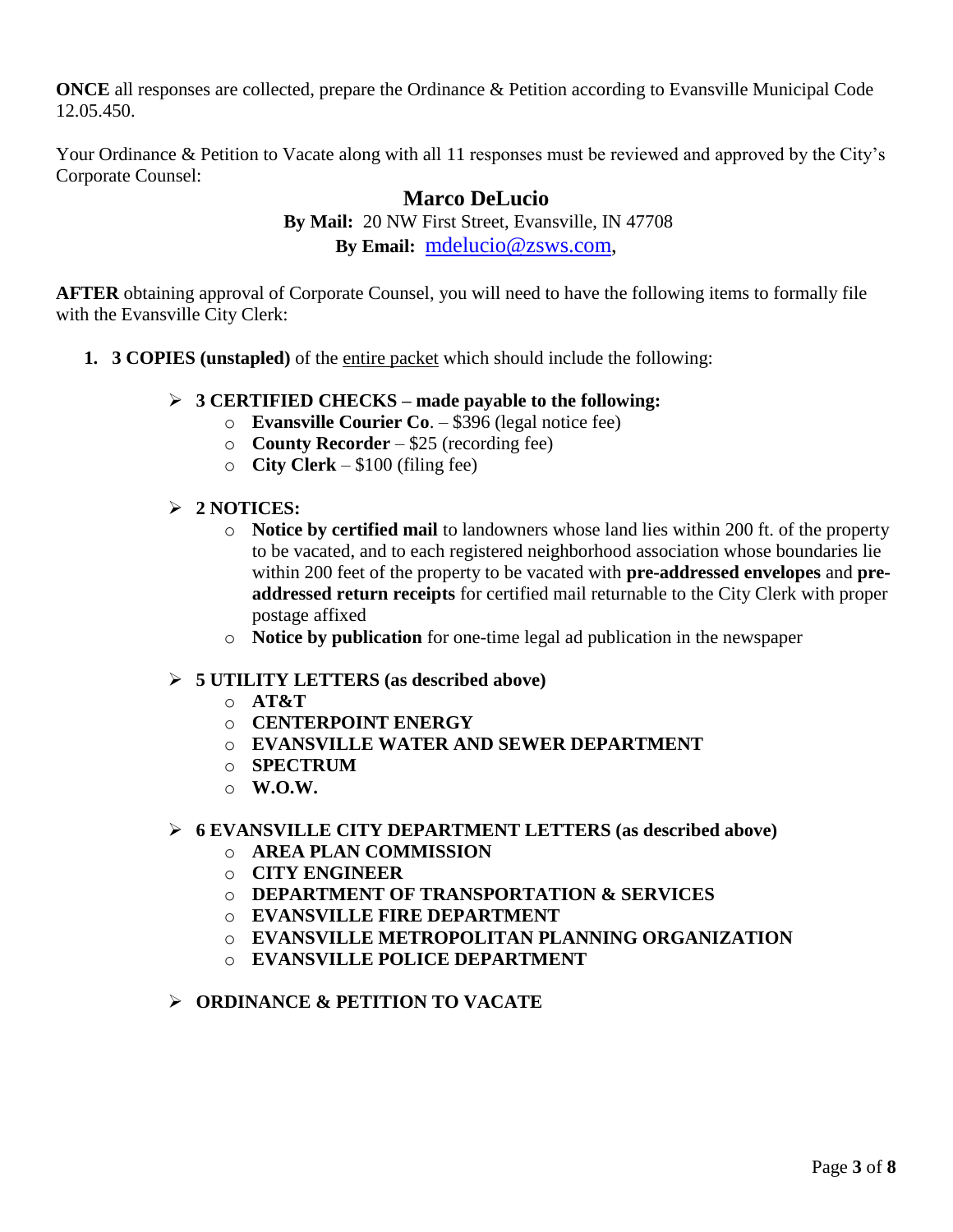**ONCE** all responses are collected, prepare the Ordinance & Petition according to Evansville Municipal Code 12.05.450.

Your Ordinance & Petition to Vacate along with all 11 responses must be reviewed and approved by the City's Corporate Counsel:

**Marco DeLucio**

**By Mail:** 20 NW First Street, Evansville, IN 47708

**By Email:** mdelucio@zsws.com,

**AFTER** obtaining approval of Corporate Counsel, you will need to have the following items to formally file with the Evansville City Clerk:

1. **3 COPIES (unstapled)** of the entire packet which should include the following:

   - **3 CERTIFIED CHECKS – made payable to the following:**
     - **Evansville Courier Co**. – $396 (legal notice fee)
     - **County Recorder** – $25 (recording fee)
     - **City Clerk** – $100 (filing fee)

   - **2 NOTICES:**
     - **Notice by certified mail** to landowners whose land lies within 200 ft. of the property to be vacated, and to each registered neighborhood association whose boundaries lie within 200 feet of the property to be vacated with **pre-addressed envelopes** and **pre-addressed return receipts** for certified mail returnable to the City Clerk with proper postage affixed
     - **Notice by publication** for one-time legal ad publication in the newspaper

   - **5 UTILITY LETTERS (as described above)**
     - **AT&T**
     - **CENTERPOINT ENERGY**
     - **EVANSVILLE WATER AND SEWER DEPARTMENT**
     - **SPECTRUM**
     - **W.O.W.**

   - **6 EVANSVILLE CITY DEPARTMENT LETTERS (as described above)**
     - **AREA PLAN COMMISSION**
     - **CITY ENGINEER**
     - **DEPARTMENT OF TRANSPORTATION & SERVICES**
     - **EVANSVILLE FIRE DEPARTMENT**
     - **EVANSVILLE METROPOLITAN PLANNING ORGANIZATION**
     - **EVANSVILLE POLICE DEPARTMENT**

   - **ORDINANCE & PETITION TO VACATE**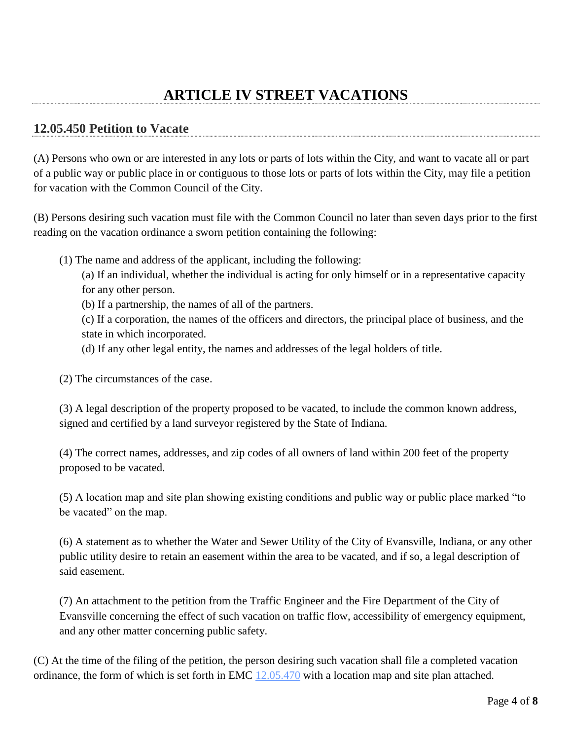# ARTICLE IV STREET VACATIONS

## 12.05.450 Petition to Vacate

(A) Persons who own or are interested in any lots or parts of lots within the City, and want to vacate all or part of a public way or public place in or contiguous to those lots or parts of lots within the City, may file a petition for vacation with the Common Council of the City.

(B) Persons desiring such vacation must file with the Common Council no later than seven days prior to the first reading on the vacation ordinance a sworn petition containing the following:

(1) The name and address of the applicant, including the following:

(a) If an individual, whether the individual is acting for only himself or in a representative capacity for any other person.

(b) If a partnership, the names of all of the partners.

(c) If a corporation, the names of the officers and directors, the principal place of business, and the state in which incorporated.

(d) If any other legal entity, the names and addresses of the legal holders of title.

(2) The circumstances of the case.

(3) A legal description of the property proposed to be vacated, to include the common known address, signed and certified by a land surveyor registered by the State of Indiana.

(4) The correct names, addresses, and zip codes of all owners of land within 200 feet of the property proposed to be vacated.

(5) A location map and site plan showing existing conditions and public way or public place marked "to be vacated" on the map.

(6) A statement as to whether the Water and Sewer Utility of the City of Evansville, Indiana, or any other public utility desire to retain an easement within the area to be vacated, and if so, a legal description of said easement.

(7) An attachment to the petition from the Traffic Engineer and the Fire Department of the City of Evansville concerning the effect of such vacation on traffic flow, accessibility of emergency equipment, and any other matter concerning public safety.

(C) At the time of the filing of the petition, the person desiring such vacation shall file a completed vacation ordinance, the form of which is set forth in EMC 12.05.470 with a location map and site plan attached.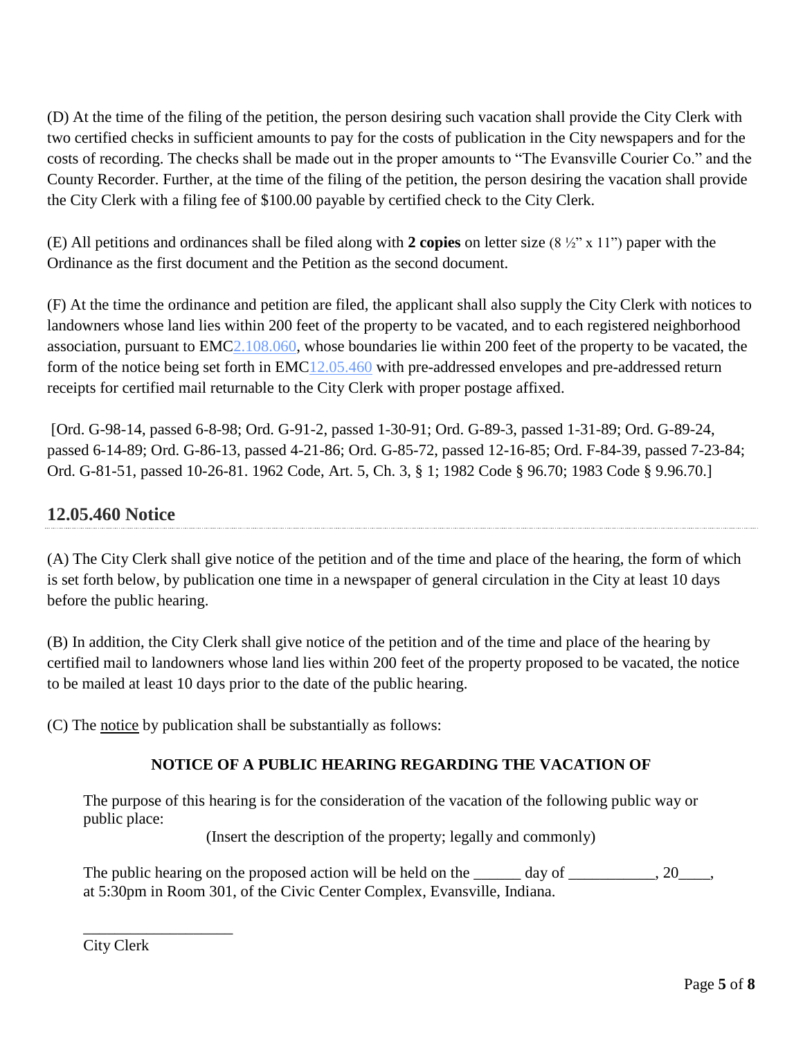(D) At the time of the filing of the petition, the person desiring such vacation shall provide the City Clerk with two certified checks in sufficient amounts to pay for the costs of publication in the City newspapers and for the costs of recording. The checks shall be made out in the proper amounts to "The Evansville Courier Co." and the County Recorder. Further, at the time of the filing of the petition, the person desiring the vacation shall provide the City Clerk with a filing fee of $100.00 payable by certified check to the City Clerk.

(E) All petitions and ordinances shall be filed along with **2 copies** on letter size (8 ½" x 11") paper with the Ordinance as the first document and the Petition as the second document.

(F) At the time the ordinance and petition are filed, the applicant shall also supply the City Clerk with notices to landowners whose land lies within 200 feet of the property to be vacated, and to each registered neighborhood association, pursuant to EMC2.108.060, whose boundaries lie within 200 feet of the property to be vacated, the form of the notice being set forth in EMC12.05.460 with pre-addressed envelopes and pre-addressed return receipts for certified mail returnable to the City Clerk with proper postage affixed.

[Ord. G-98-14, passed 6-8-98; Ord. G-91-2, passed 1-30-91; Ord. G-89-3, passed 1-31-89; Ord. G-89-24, passed 6-14-89; Ord. G-86-13, passed 4-21-86; Ord. G-85-72, passed 12-16-85; Ord. F-84-39, passed 7-23-84; Ord. G-81-51, passed 10-26-81. 1962 Code, Art. 5, Ch. 3, § 1; 1982 Code § 96.70; 1983 Code § 9.96.70.]

## 12.05.460 Notice

(A) The City Clerk shall give notice of the petition and of the time and place of the hearing, the form of which is set forth below, by publication one time in a newspaper of general circulation in the City at least 10 days before the public hearing.

(B) In addition, the City Clerk shall give notice of the petition and of the time and place of the hearing by certified mail to landowners whose land lies within 200 feet of the property proposed to be vacated, the notice to be mailed at least 10 days prior to the date of the public hearing.

(C) The notice by publication shall be substantially as follows:

**NOTICE OF A PUBLIC HEARING REGARDING THE VACATION OF**

The purpose of this hearing is for the consideration of the vacation of the following public way or public place:

(Insert the description of the property; legally and commonly)

The public hearing on the proposed action will be held on the ______ day of ___________, 20____, at 5:30pm in Room 301, of the Civic Center Complex, Evansville, Indiana.

___________________

City Clerk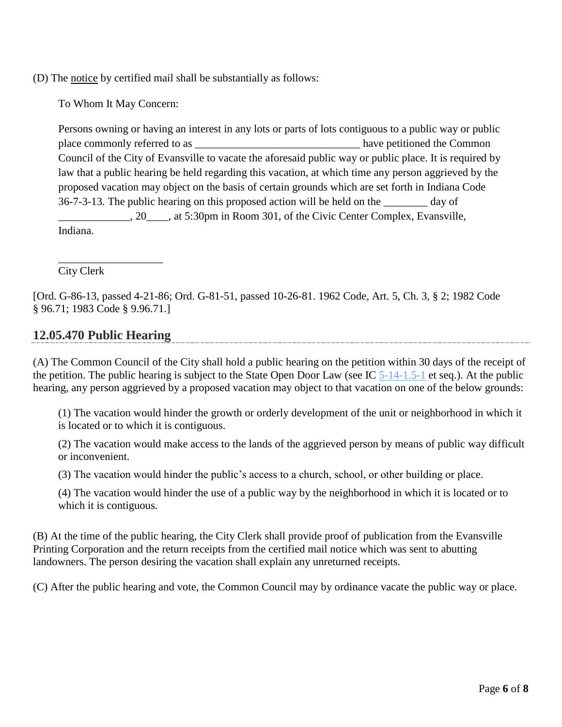(D) The notice by certified mail shall be substantially as follows:

> To Whom It May Concern:
>
> Persons owning or having an interest in any lots or parts of lots contiguous to a public way or public place commonly referred to as ______________________________ have petitioned the Common Council of the City of Evansville to vacate the aforesaid public way or public place. It is required by law that a public hearing be held regarding this vacation, at which time any person aggrieved by the proposed vacation may object on the basis of certain grounds which are set forth in Indiana Code 36-7-3-13. The public hearing on this proposed action will be held on the ________ day of _____________, 20____, at 5:30pm in Room 301, of the Civic Center Complex, Evansville, Indiana.
>
> ___________________
>
> City Clerk

[Ord. G-86-13, passed 4-21-86; Ord. G-81-51, passed 10-26-81. 1962 Code, Art. 5, Ch. 3, § 2; 1982 Code § 96.71; 1983 Code § 9.96.71.]

## 12.05.470 Public Hearing

(A) The Common Council of the City shall hold a public hearing on the petition within 30 days of the receipt of the petition. The public hearing is subject to the State Open Door Law (see IC 5-14-1.5-1 et seq.). At the public hearing, any person aggrieved by a proposed vacation may object to that vacation on one of the below grounds:

(1) The vacation would hinder the growth or orderly development of the unit or neighborhood in which it is located or to which it is contiguous.

(2) The vacation would make access to the lands of the aggrieved person by means of public way difficult or inconvenient.

(3) The vacation would hinder the public's access to a church, school, or other building or place.

(4) The vacation would hinder the use of a public way by the neighborhood in which it is located or to which it is contiguous.

(B) At the time of the public hearing, the City Clerk shall provide proof of publication from the Evansville Printing Corporation and the return receipts from the certified mail notice which was sent to abutting landowners. The person desiring the vacation shall explain any unreturned receipts.

(C) After the public hearing and vote, the Common Council may by ordinance vacate the public way or place.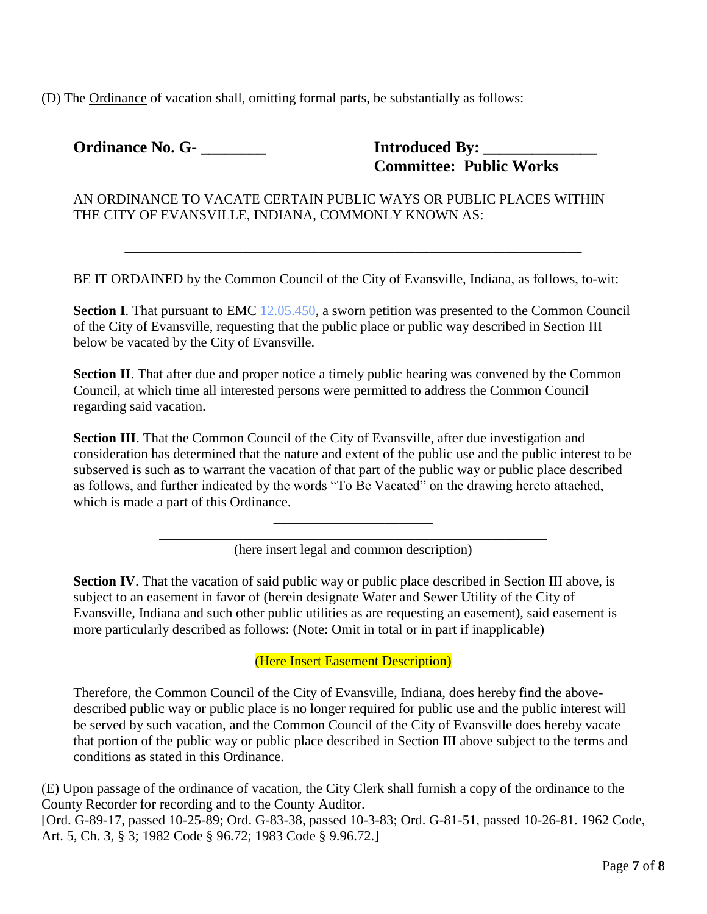(D) The Ordinance of vacation shall, omitting formal parts, be substantially as follows:

**Ordinance No. G- \_\_\_\_\_\_\_\_**

**Introduced By: \_\_\_\_\_\_\_\_\_\_\_\_\_\_**
**Committee: Public Works**

AN ORDINANCE TO VACATE CERTAIN PUBLIC WAYS OR PUBLIC PLACES WITHIN THE CITY OF EVANSVILLE, INDIANA, COMMONLY KNOWN AS:

\_\_\_\_\_\_\_\_\_\_\_\_\_\_\_\_\_\_\_\_\_\_\_\_\_\_\_\_\_\_\_\_\_\_\_\_\_\_\_\_\_\_\_\_\_\_\_\_\_\_\_\_\_\_\_\_\_\_\_\_\_\_\_\_

BE IT ORDAINED by the Common Council of the City of Evansville, Indiana, as follows, to-wit:

**Section I**. That pursuant to EMC 12.05.450, a sworn petition was presented to the Common Council of the City of Evansville, requesting that the public place or public way described in Section III below be vacated by the City of Evansville.

**Section II**. That after due and proper notice a timely public hearing was convened by the Common Council, at which time all interested persons were permitted to address the Common Council regarding said vacation.

**Section III**. That the Common Council of the City of Evansville, after due investigation and consideration has determined that the nature and extent of the public use and the public interest to be subserved is such as to warrant the vacation of that part of the public way or public place described as follows, and further indicated by the words "To Be Vacated" on the drawing hereto attached, which is made a part of this Ordinance.

\_\_\_\_\_\_\_\_\_\_\_\_\_\_\_\_\_\_\_\_\_\_\_\_
\_\_\_\_\_\_\_\_\_\_\_\_\_\_\_\_\_\_\_\_\_\_\_\_\_\_\_\_\_\_\_\_\_\_\_\_\_\_\_\_\_\_\_\_\_\_\_\_\_\_\_\_\_\_\_
(here insert legal and common description)

**Section IV**. That the vacation of said public way or public place described in Section III above, is subject to an easement in favor of (herein designate Water and Sewer Utility of the City of Evansville, Indiana and such other public utilities as are requesting an easement), said easement is more particularly described as follows: (Note: Omit in total or in part if inapplicable)

(Here Insert Easement Description)

Therefore, the Common Council of the City of Evansville, Indiana, does hereby find the above-described public way or public place is no longer required for public use and the public interest will be served by such vacation, and the Common Council of the City of Evansville does hereby vacate that portion of the public way or public place described in Section III above subject to the terms and conditions as stated in this Ordinance.

(E) Upon passage of the ordinance of vacation, the City Clerk shall furnish a copy of the ordinance to the County Recorder for recording and to the County Auditor.
[Ord. G-89-17, passed 10-25-89; Ord. G-83-38, passed 10-3-83; Ord. G-81-51, passed 10-26-81. 1962 Code, Art. 5, Ch. 3, § 3; 1982 Code § 96.72; 1983 Code § 9.96.72.]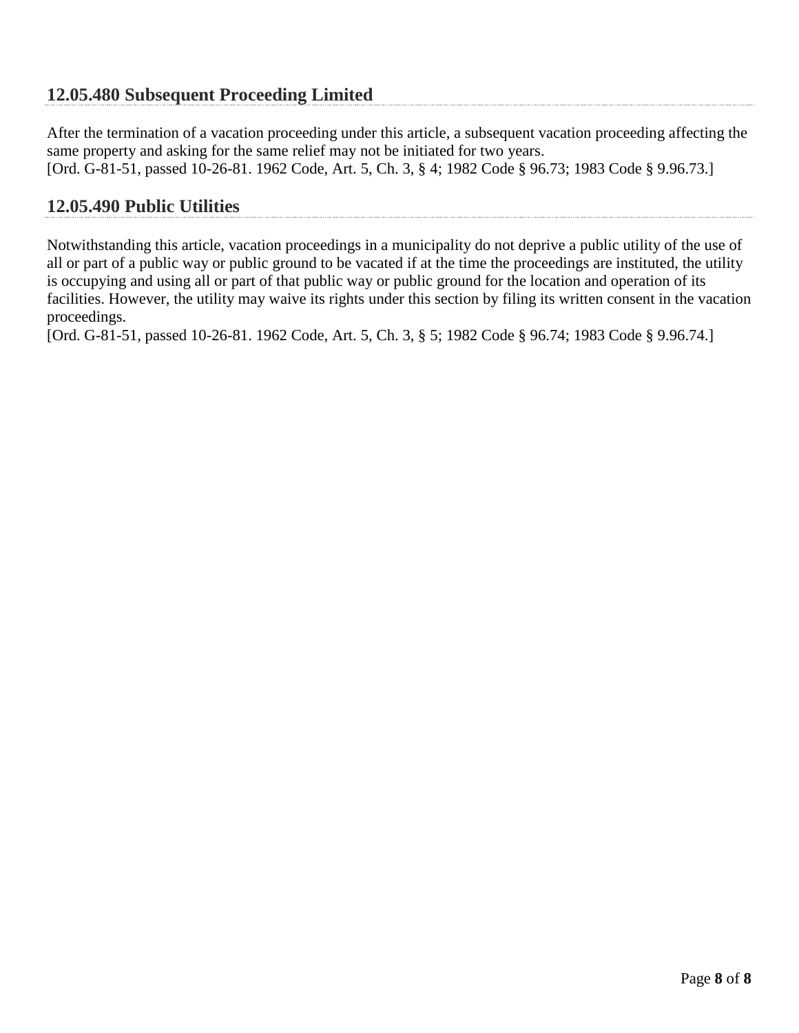## 12.05.480 Subsequent Proceeding Limited

After the termination of a vacation proceeding under this article, a subsequent vacation proceeding affecting the same property and asking for the same relief may not be initiated for two years.
[Ord. G-81-51, passed 10-26-81. 1962 Code, Art. 5, Ch. 3, § 4; 1982 Code § 96.73; 1983 Code § 9.96.73.]

## 12.05.490 Public Utilities

Notwithstanding this article, vacation proceedings in a municipality do not deprive a public utility of the use of all or part of a public way or public ground to be vacated if at the time the proceedings are instituted, the utility is occupying and using all or part of that public way or public ground for the location and operation of its facilities. However, the utility may waive its rights under this section by filing its written consent in the vacation proceedings.
[Ord. G-81-51, passed 10-26-81. 1962 Code, Art. 5, Ch. 3, § 5; 1982 Code § 96.74; 1983 Code § 9.96.74.]